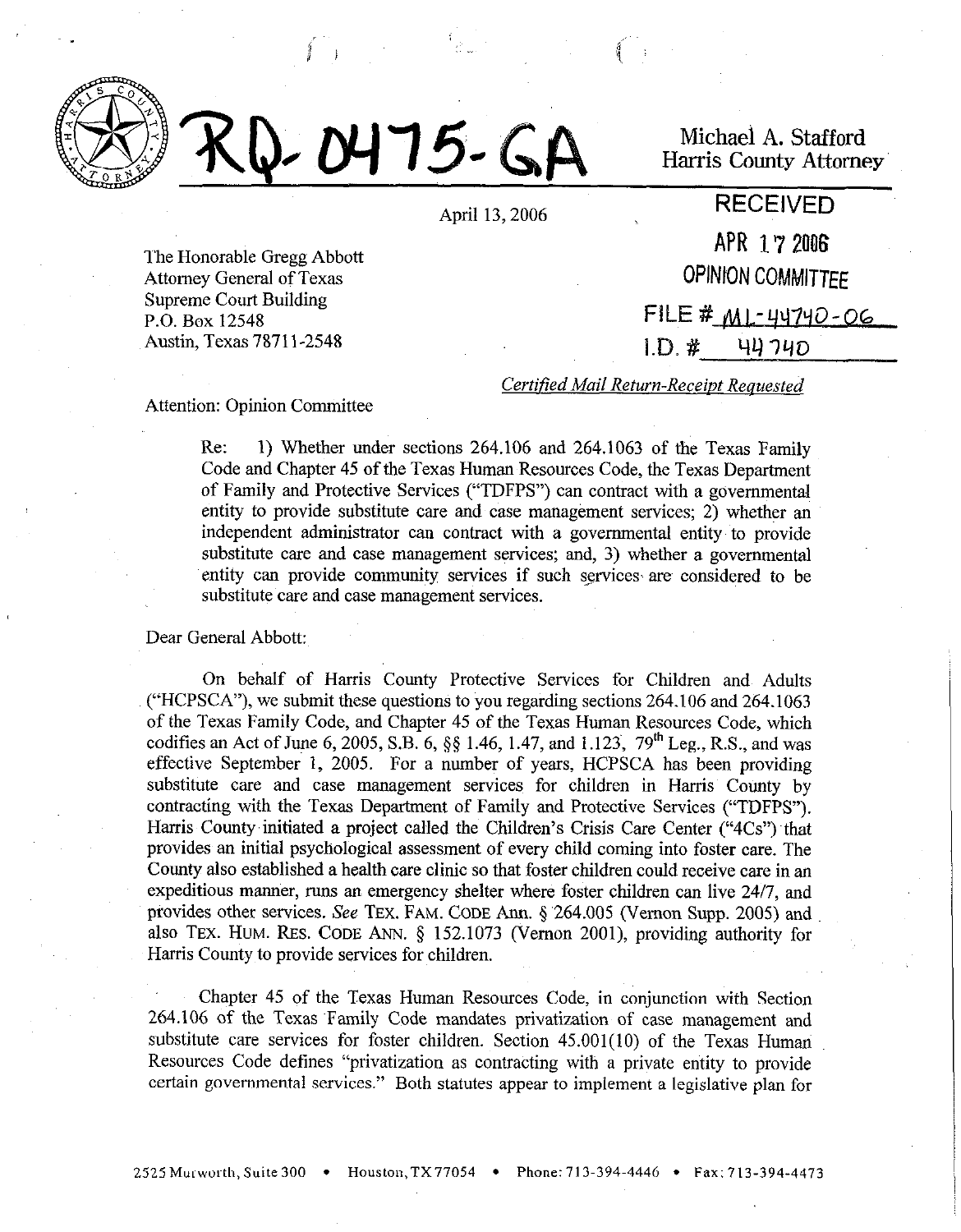# RQ-0475-GA

Michael A. Stafford
Harris County Attorney

April 13, 2006

RECEIVED
APR 17 2006
OPINION COMMITTEE
FILE # ML-44740-06
I.D. # 44740

The Honorable Gregg Abbott
Attorney General of Texas
Supreme Court Building
P.O. Box 12548
Austin, Texas 78711-2548

*Certified Mail Return-Receipt Requested*

Attention: Opinion Committee

> Re: 1) Whether under sections 264.106 and 264.1063 of the Texas Family Code and Chapter 45 of the Texas Human Resources Code, the Texas Department of Family and Protective Services ("TDFPS") can contract with a governmental entity to provide substitute care and case management services; 2) whether an independent administrator can contract with a governmental entity to provide substitute care and case management services; and, 3) whether a governmental entity can provide community services if such services are considered to be substitute care and case management services.

Dear General Abbott:

On behalf of Harris County Protective Services for Children and Adults ("HCPSCA"), we submit these questions to you regarding sections 264.106 and 264.1063 of the Texas Family Code, and Chapter 45 of the Texas Human Resources Code, which codifies an Act of June 6, 2005, S.B. 6, §§ 1.46, 1.47, and 1.123, 79[th] Leg., R.S., and was effective September 1, 2005. For a number of years, HCPSCA has been providing substitute care and case management services for children in Harris County by contracting with the Texas Department of Family and Protective Services ("TDFPS"). Harris County initiated a project called the Children's Crisis Care Center ("4Cs") that provides an initial psychological assessment of every child coming into foster care. The County also established a health care clinic so that foster children could receive care in an expeditious manner, runs an emergency shelter where foster children can live 24/7, and provides other services. *See* TEX. FAM. CODE Ann. § 264.005 (Vernon Supp. 2005) and also TEX. HUM. RES. CODE ANN. § 152.1073 (Vernon 2001), providing authority for Harris County to provide services for children.

Chapter 45 of the Texas Human Resources Code, in conjunction with Section 264.106 of the Texas Family Code mandates privatization of case management and substitute care services for foster children. Section 45.001(10) of the Texas Human Resources Code defines "privatization as contracting with a private entity to provide certain governmental services." Both statutes appear to implement a legislative plan for

2525 Murworth, Suite 300 • Houston, TX 77054 • Phone: 713-394-4446 • Fax: 713-394-4473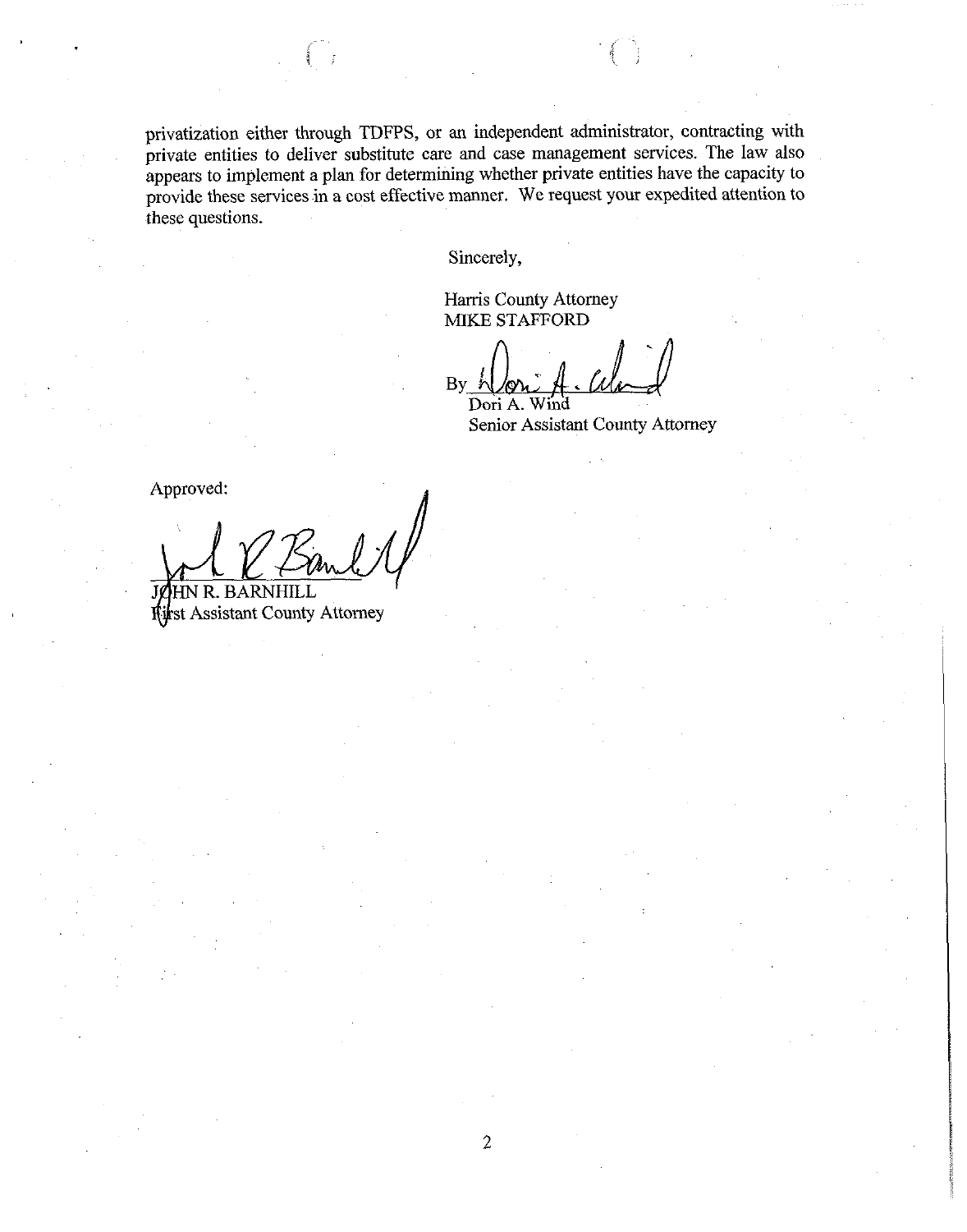privatization either through TDFPS, or an independent administrator, contracting with private entities to deliver substitute care and case management services. The law also appears to implement a plan for determining whether private entities have the capacity to provide these services in a cost effective manner. We request your expedited attention to these questions.

Sincerely,

Harris County Attorney
MIKE STAFFORD

By ______________________
Dori A. Wind
Senior Assistant County Attorney

Approved:

______________________
JOHN R. BARNHILL
First Assistant County Attorney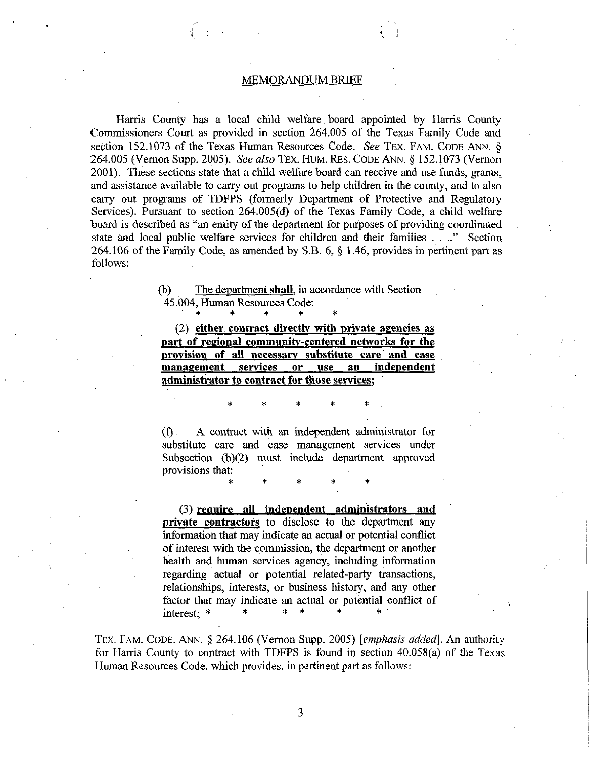## MEMORANDUM BRIEF

Harris County has a local child welfare board appointed by Harris County Commissioners Court as provided in section 264.005 of the Texas Family Code and section 152.1073 of the Texas Human Resources Code. *See* TEX. FAM. CODE ANN. § 264.005 (Vernon Supp. 2005). *See also* TEX. HUM. RES. CODE ANN. § 152.1073 (Vernon 2001). These sections state that a child welfare board can receive and use funds, grants, and assistance available to carry out programs to help children in the county, and to also carry out programs of TDFPS (formerly Department of Protective and Regulatory Services). Pursuant to section 264.005(d) of the Texas Family Code, a child welfare board is described as "an entity of the department for purposes of providing coordinated state and local public welfare services for children and their families . . .." Section 264.106 of the Family Code, as amended by S.B. 6, § 1.46, provides in pertinent part as follows:

> (b) The department **shall**, in accordance with Section 45.004, Human Resources Code:
>
> \* \* \* \* \*
>
> (2) **either contract directly with private agencies as part of regional community-centered networks for the provision of all necessary substitute care and case management services or use an independent administrator to contract for those services;**
>
> \* \* \* \* \*
>
> (f) A contract with an independent administrator for substitute care and case management services under Subsection (b)(2) must include department approved provisions that:
>
> \* \* \* \* \*
>
> (3) **require all independent administrators and private contractors** to disclose to the department any information that may indicate an actual or potential conflict of interest with the commission, the department or another health and human services agency, including information regarding actual or potential related-party transactions, relationships, interests, or business history, and any other factor that may indicate an actual or potential conflict of interest; \* \* \* \* \* \*

TEX. FAM. CODE. ANN. § 264.106 (Vernon Supp. 2005) [*emphasis added*]. An authority for Harris County to contract with TDFPS is found in section 40.058(a) of the Texas Human Resources Code, which provides, in pertinent part as follows: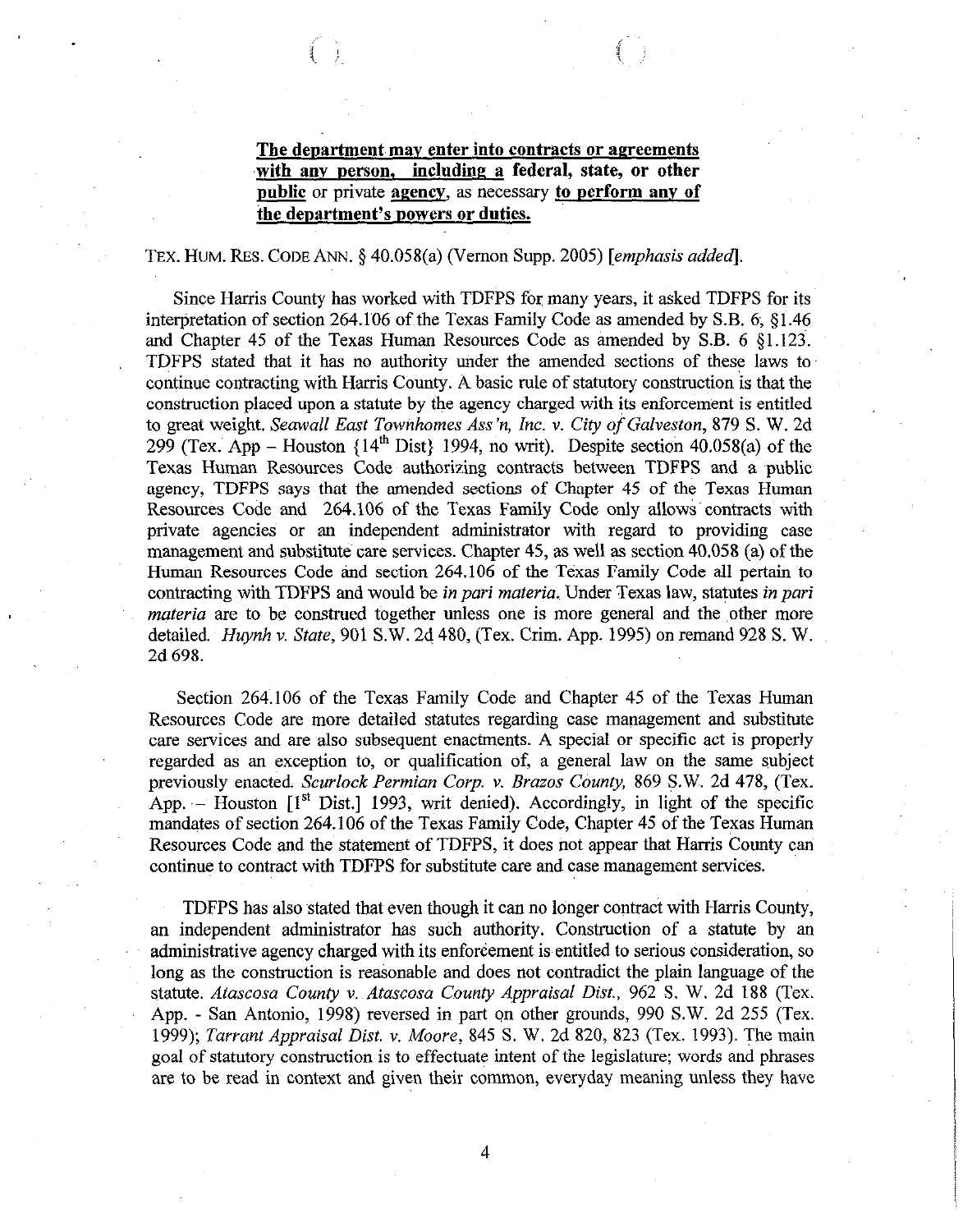> **<u>The department may enter into contracts or agreements with any person, including a</u> federal, state, or other <u>public</u> or private <u>agency</u>, as necessary <u>to perform any of the department's powers or duties.</u>**

TEX. HUM. RES. CODE ANN. § 40.058(a) (Vernon Supp. 2005) [*emphasis added*].

Since Harris County has worked with TDFPS for many years, it asked TDFPS for its interpretation of section 264.106 of the Texas Family Code as amended by S.B. 6, §1.46 and Chapter 45 of the Texas Human Resources Code as amended by S.B. 6 §1.123. TDFPS stated that it has no authority under the amended sections of these laws to continue contracting with Harris County. A basic rule of statutory construction is that the construction placed upon a statute by the agency charged with its enforcement is entitled to great weight. *Seawall East Townhomes Ass'n, Inc. v. City of Galveston*, 879 S. W. 2d 299 (Tex. App – Houston {14th Dist} 1994, no writ). Despite section 40.058(a) of the Texas Human Resources Code authorizing contracts between TDFPS and a public agency, TDFPS says that the amended sections of Chapter 45 of the Texas Human Resources Code and 264.106 of the Texas Family Code only allows contracts with private agencies or an independent administrator with regard to providing case management and substitute care services. Chapter 45, as well as section 40.058 (a) of the Human Resources Code and section 264.106 of the Texas Family Code all pertain to contracting with TDFPS and would be *in pari materia*. Under Texas law, statutes *in pari materia* are to be construed together unless one is more general and the other more detailed. *Huynh v. State*, 901 S.W. 2d 480, (Tex. Crim. App. 1995) on remand 928 S. W. 2d 698.

Section 264.106 of the Texas Family Code and Chapter 45 of the Texas Human Resources Code are more detailed statutes regarding case management and substitute care services and are also subsequent enactments. A special or specific act is properly regarded as an exception to, or qualification of, a general law on the same subject previously enacted. *Scurlock Permian Corp. v. Brazos County*, 869 S.W. 2d 478, (Tex. App. – Houston [1st Dist.] 1993, writ denied). Accordingly, in light of the specific mandates of section 264.106 of the Texas Family Code, Chapter 45 of the Texas Human Resources Code and the statement of TDFPS, it does not appear that Harris County can continue to contract with TDFPS for substitute care and case management services.

TDFPS has also stated that even though it can no longer contract with Harris County, an independent administrator has such authority. Construction of a statute by an administrative agency charged with its enforcement is entitled to serious consideration, so long as the construction is reasonable and does not contradict the plain language of the statute. *Atascosa County v. Atascosa County Appraisal Dist.*, 962 S. W. 2d 188 (Tex. App. - San Antonio, 1998) reversed in part on other grounds, 990 S.W. 2d 255 (Tex. 1999); *Tarrant Appraisal Dist. v. Moore*, 845 S. W. 2d 820, 823 (Tex. 1993). The main goal of statutory construction is to effectuate intent of the legislature; words and phrases are to be read in context and given their common, everyday meaning unless they have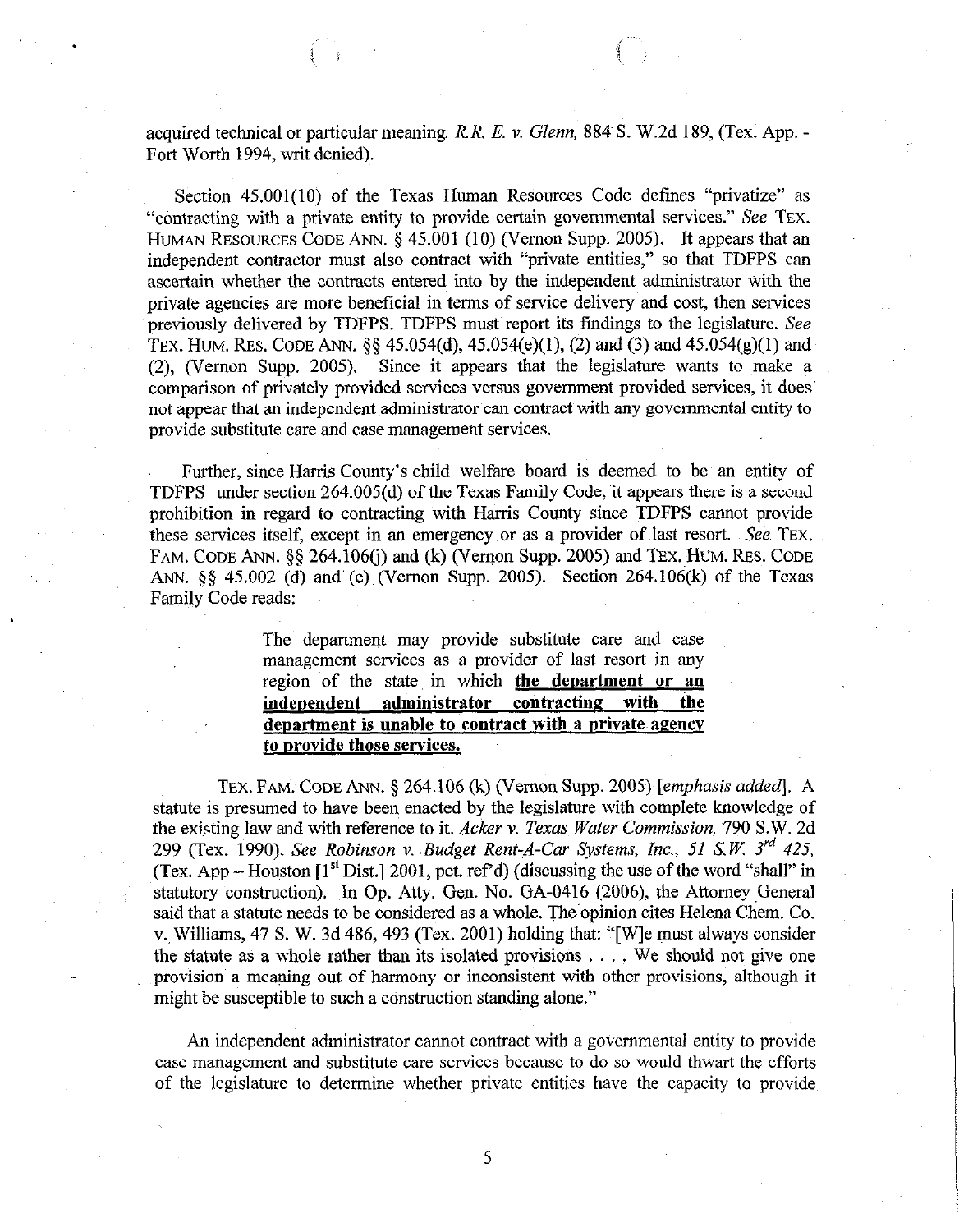acquired technical or particular meaning. *R.R. E. v. Glenn,* 884 S. W.2d 189, (Tex. App. - Fort Worth 1994, writ denied).

Section 45.001(10) of the Texas Human Resources Code defines "privatize" as "contracting with a private entity to provide certain governmental services." *See* TEX. HUMAN RESOURCES CODE ANN. § 45.001 (10) (Vernon Supp. 2005). It appears that an independent contractor must also contract with "private entities," so that TDFPS can ascertain whether the contracts entered into by the independent administrator with the private agencies are more beneficial in terms of service delivery and cost, then services previously delivered by TDFPS. TDFPS must report its findings to the legislature. *See* TEX. HUM. RES. CODE ANN. §§ 45.054(d), 45.054(e)(1), (2) and (3) and 45.054(g)(1) and (2), (Vernon Supp. 2005). Since it appears that the legislature wants to make a comparison of privately provided services versus government provided services, it does not appear that an independent administrator can contract with any governmental entity to provide substitute care and case management services.

Further, since Harris County's child welfare board is deemed to be an entity of TDFPS under section 264.005(d) of the Texas Family Code, it appears there is a second prohibition in regard to contracting with Harris County since TDFPS cannot provide these services itself, except in an emergency or as a provider of last resort. *See* TEX. FAM. CODE ANN. §§ 264.106(j) and (k) (Vernon Supp. 2005) and TEX. HUM. RES. CODE ANN. §§ 45.002 (d) and (e) (Vernon Supp. 2005). Section 264.106(k) of the Texas Family Code reads:

> The department may provide substitute care and case management services as a provider of last resort in any region of the state in which **the department or an independent administrator contracting with the department is unable to contract with a private agency to provide those services.**

TEX. FAM. CODE ANN. § 264.106 (k) (Vernon Supp. 2005) [*emphasis added*]. A statute is presumed to have been enacted by the legislature with complete knowledge of the existing law and with reference to it. *Acker v. Texas Water Commission,* 790 S.W. 2d 299 (Tex. 1990). *See Robinson v. Budget Rent-A-Car Systems, Inc., 51 S.W. 3rd 425,* (Tex. App – Houston [1st Dist.] 2001, pet. ref'd) (discussing the use of the word "shall" in statutory construction). In Op. Atty. Gen. No. GA-0416 (2006), the Attorney General said that a statute needs to be considered as a whole. The opinion cites Helena Chem. Co. v. Williams, 47 S. W. 3d 486, 493 (Tex. 2001) holding that: "[W]e must always consider the statute as a whole rather than its isolated provisions . . . . We should not give one provision a meaning out of harmony or inconsistent with other provisions, although it might be susceptible to such a construction standing alone."

An independent administrator cannot contract with a governmental entity to provide case management and substitute care services because to do so would thwart the efforts of the legislature to determine whether private entities have the capacity to provide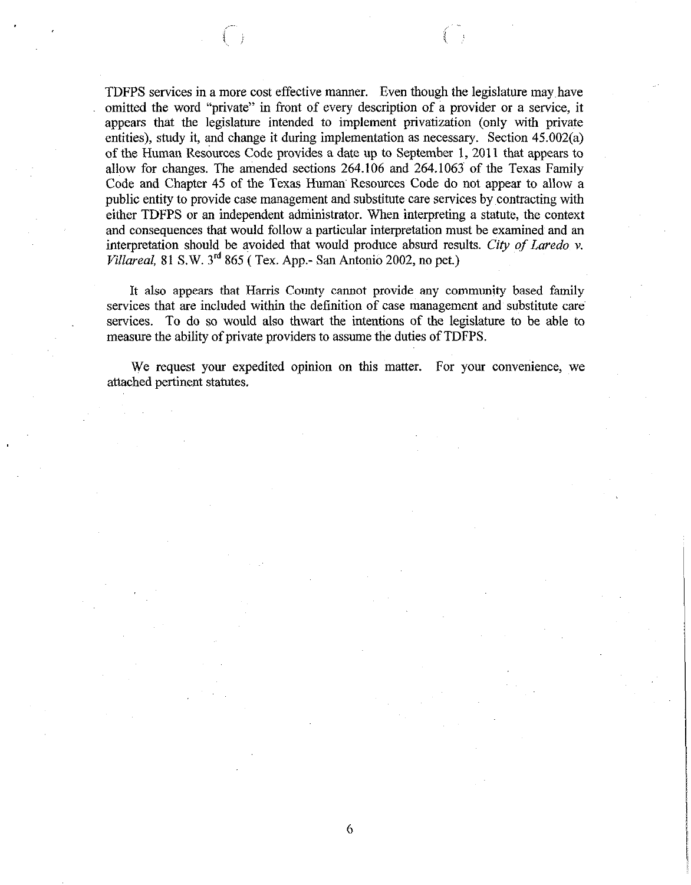TDFPS services in a more cost effective manner. Even though the legislature may have omitted the word "private" in front of every description of a provider or a service, it appears that the legislature intended to implement privatization (only with private entities), study it, and change it during implementation as necessary. Section 45.002(a) of the Human Resources Code provides a date up to September 1, 2011 that appears to allow for changes. The amended sections 264.106 and 264.1063 of the Texas Family Code and Chapter 45 of the Texas Human Resources Code do not appear to allow a public entity to provide case management and substitute care services by contracting with either TDFPS or an independent administrator. When interpreting a statute, the context and consequences that would follow a particular interpretation must be examined and an interpretation should be avoided that would produce absurd results. *City of Laredo v. Villareal,* 81 S.W. 3rd 865 ( Tex. App.- San Antonio 2002, no pet.)

It also appears that Harris County cannot provide any community based family services that are included within the definition of case management and substitute care services. To do so would also thwart the intentions of the legislature to be able to measure the ability of private providers to assume the duties of TDFPS.

We request your expedited opinion on this matter. For your convenience, we attached pertinent statutes.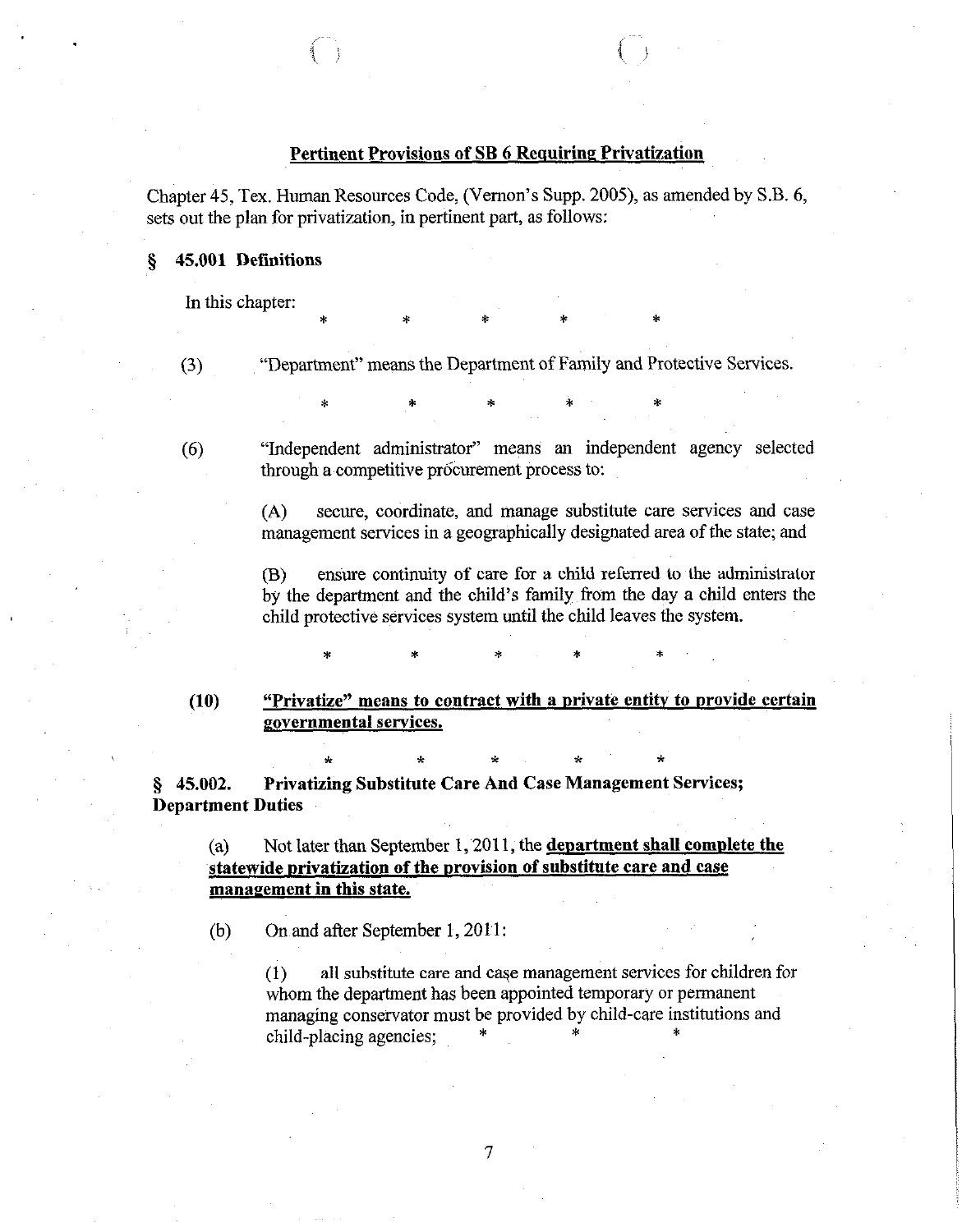**<u>Pertinent Provisions of SB 6 Requiring Privatization</u>**

Chapter 45, Tex. Human Resources Code, (Vernon's Supp. 2005), as amended by S.B. 6, sets out the plan for privatization, in pertinent part, as follows:

**§ 45.001 Definitions**

In this chapter:

\* \* \* \* \*

(3) "Department" means the Department of Family and Protective Services.

\* \* \* \* \*

(6) "Independent administrator" means an independent agency selected through a competitive procurement process to:

(A) secure, coordinate, and manage substitute care services and case management services in a geographically designated area of the state; and

(B) ensure continuity of care for a child referred to the administrator by the department and the child's family from the day a child enters the child protective services system until the child leaves the system.

\* \* \* \* \*

**(10) <u>"Privatize" means to contract with a private entity to provide certain governmental services.</u>**

\* \* \* \* \*

**§ 45.002. Privatizing Substitute Care And Case Management Services; Department Duties**

(a) Not later than September 1, 2011, the **<u>department shall complete the statewide privatization of the provision of substitute care and case management in this state.</u>**

(b) On and after September 1, 2011:

(1) all substitute care and case management services for children for whom the department has been appointed temporary or permanent managing conservator must be provided by child-care institutions and child-placing agencies; \* \* \*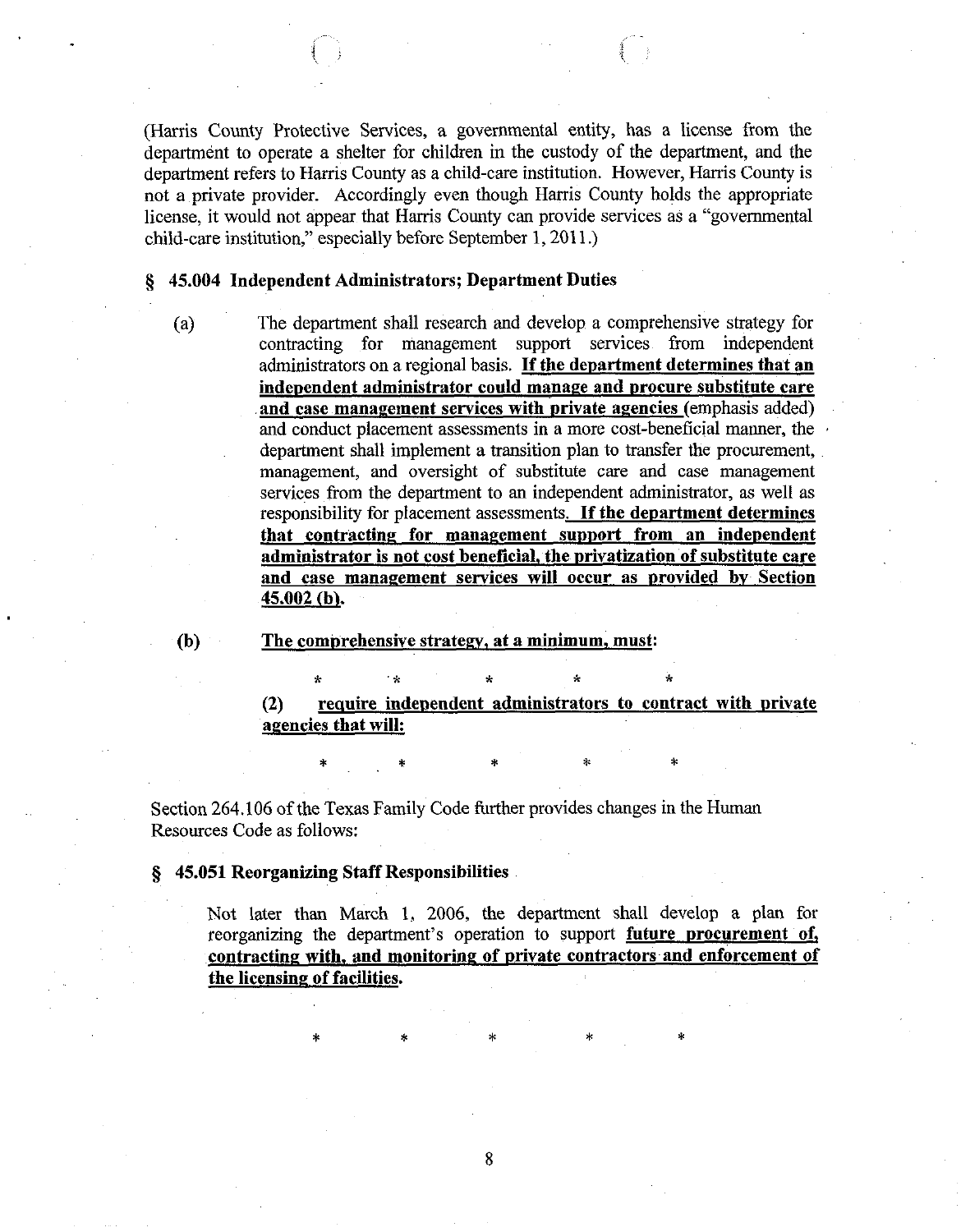(Harris County Protective Services, a governmental entity, has a license from the department to operate a shelter for children in the custody of the department, and the department refers to Harris County as a child-care institution. However, Harris County is not a private provider. Accordingly even though Harris County holds the appropriate license, it would not appear that Harris County can provide services as a "governmental child-care institution," especially before September 1, 2011.)

### § 45.004 Independent Administrators; Department Duties

(a) The department shall research and develop a comprehensive strategy for contracting for management support services from independent administrators on a regional basis. **<u>If the department determines that an independent administrator could manage and procure substitute care and case management services with private agencies</u>** (emphasis added) and conduct placement assessments in a more cost-beneficial manner, the department shall implement a transition plan to transfer the procurement, management, and oversight of substitute care and case management services from the department to an independent administrator, as well as responsibility for placement assessments. **<u>If the department determines that contracting for management support from an independent administrator is not cost beneficial, the privatization of substitute care and case management services will occur as provided by Section 45.002 (b).</u>**

**(b)** **<u>The comprehensive strategy, at a minimum, must:</u>**

\* \* \* \* \*

**(2)** **<u>require independent administrators to contract with private agencies that will:</u>**

\* \* \* \* \*

Section 264.106 of the Texas Family Code further provides changes in the Human Resources Code as follows:

### § 45.051 Reorganizing Staff Responsibilities

Not later than March 1, 2006, the department shall develop a plan for reorganizing the department's operation to support **<u>future procurement of, contracting with, and monitoring of private contractors and enforcement of the licensing of facilities.</u>**

\* \* \* \* \*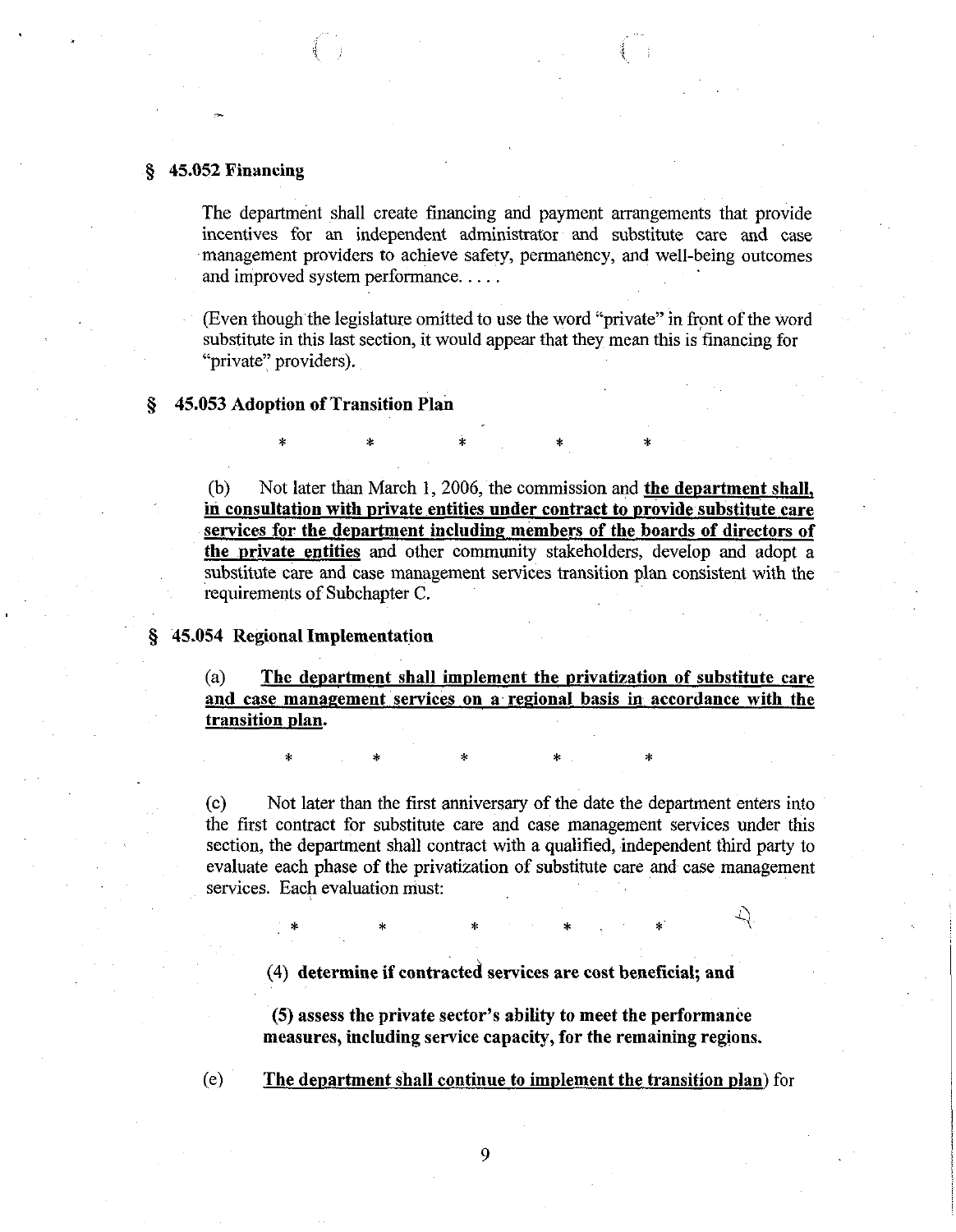## § 45.052 Financing

The department shall create financing and payment arrangements that provide incentives for an independent administrator and substitute care and case management providers to achieve safety, permanency, and well-being outcomes and improved system performance. . . . .

(Even though the legislature omitted to use the word "private" in front of the word substitute in this last section, it would appear that they mean this is financing for "private" providers).

## § 45.053 Adoption of Transition Plan

\* \* \* \* \*

(b) Not later than March 1, 2006, the commission and **the department shall, in consultation with private entities under contract to provide substitute care services for the department including members of the boards of directors of the private entities** and other community stakeholders, develop and adopt a substitute care and case management services transition plan consistent with the requirements of Subchapter C.

## § 45.054 Regional Implementation

(a) **The department shall implement the privatization of substitute care and case management services on a regional basis in accordance with the transition plan.**

\* \* \* \* \*

(c) Not later than the first anniversary of the date the department enters into the first contract for substitute care and case management services under this section, the department shall contract with a qualified, independent third party to evaluate each phase of the privatization of substitute care and case management services. Each evaluation must:

\* \* \* \* \*

(4) **determine if contracted services are cost beneficial; and**

(5) **assess the private sector's ability to meet the performance measures, including service capacity, for the remaining regions.**

(e) **The department shall continue to implement the transition plan**) for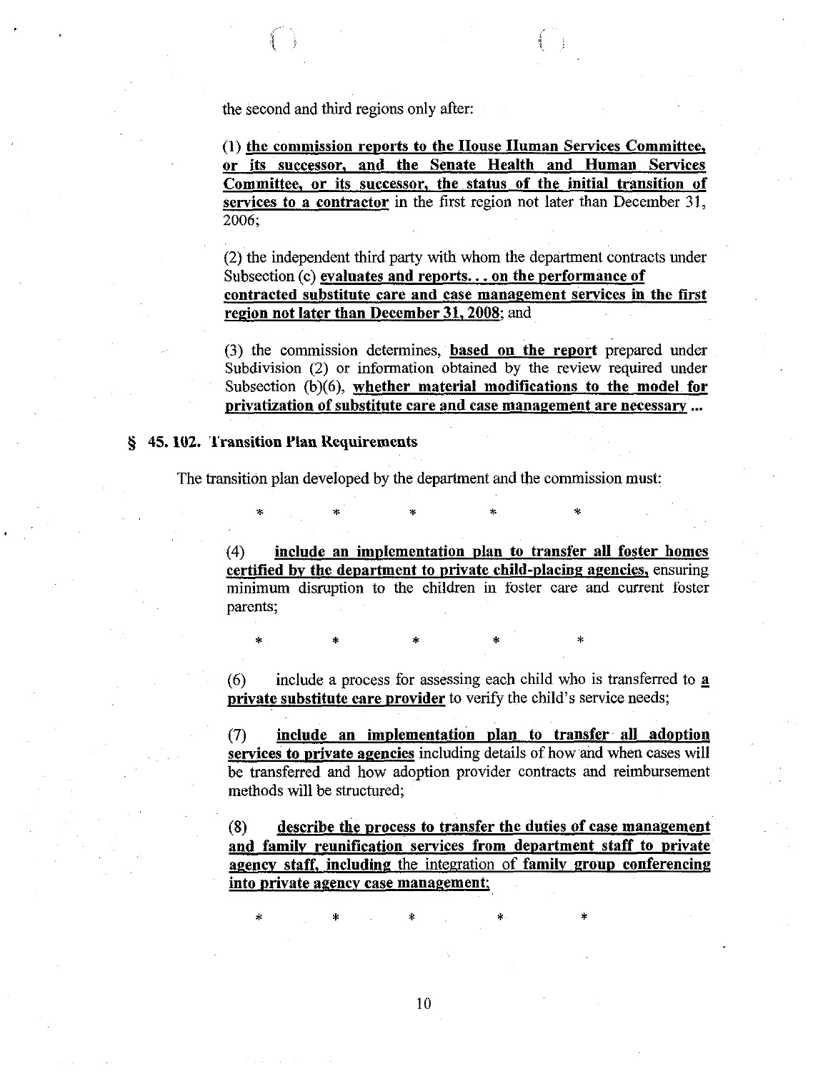the second and third regions only after:

> (1) **the commission reports to the House Human Services Committee, or its successor, and the Senate Health and Human Services Committee, or its successor, the status of the initial transition of services to a contractor** in the first region not later than December 31, 2006;
>
> (2) the independent third party with whom the department contracts under Subsection (c) **evaluates and reports. . . on the performance of contracted substitute care and case management services in the first region not later than December 31, 2008**; and
>
> (3) the commission determines, **based on the report** prepared under Subdivision (2) or information obtained by the review required under Subsection (b)(6), **whether material modifications to the model for privatization of substitute care and case management are necessary ...**

### § 45.102. Transition Plan Requirements

The transition plan developed by the department and the commission must:

\* \* \* \* \*

> (4) **include an implementation plan to transfer all foster homes certified by the department to private child-placing agencies,** ensuring minimum disruption to the children in foster care and current foster parents;

\* \* \* \* \*

> (6) include a process for assessing each child who is transferred to **a private substitute care provider** to verify the child's service needs;
>
> (7) **include an implementation plan to transfer all adoption services to private agencies** including details of how and when cases will be transferred and how adoption provider contracts and reimbursement methods will be structured;
>
> (8) **describe the process to transfer the duties of case management and family reunification services from department staff to private agency staff, including** the integration of **family group conferencing into private agency case management;**

\* \* \* \* \*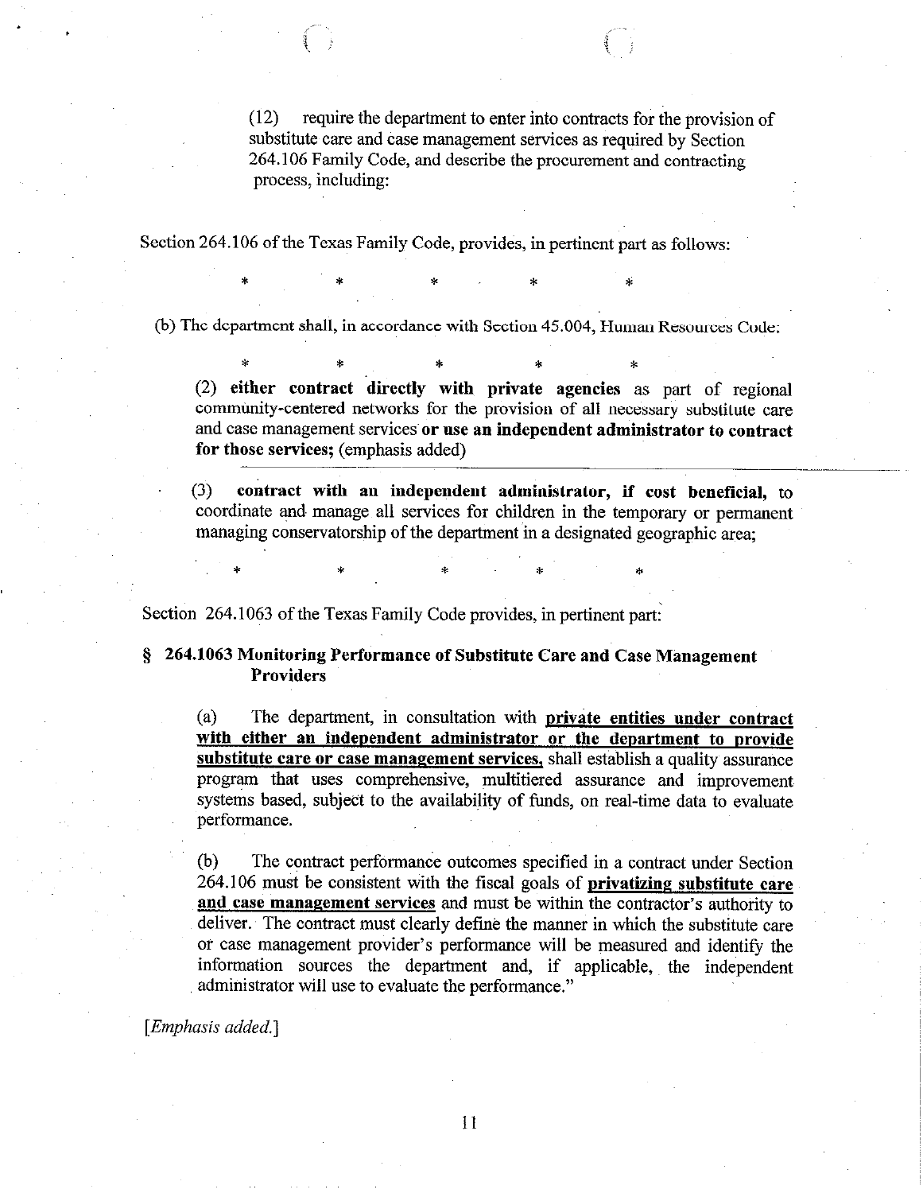(12) require the department to enter into contracts for the provision of substitute care and case management services as required by Section 264.106 Family Code, and describe the procurement and contracting process, including:

Section 264.106 of the Texas Family Code, provides, in pertinent part as follows:

\* \* \* \* \*

(b) The department shall, in accordance with Section 45.004, Human Resources Code:

\* \* \* \* \*

(2) **either contract directly with private agencies** as part of regional community-centered networks for the provision of all necessary substitute care and case management services **or use an independent administrator to contract for those services;** (emphasis added)

(3) **contract with an independent administrator, if cost beneficial,** to coordinate and manage all services for children in the temporary or permanent managing conservatorship of the department in a designated geographic area;

\* \* \* \* \*

Section 264.1063 of the Texas Family Code provides, in pertinent part:

**§ 264.1063 Monitoring Performance of Substitute Care and Case Management Providers**

(a) The department, in consultation with <u>**private entities under contract with either an independent administrator or the department to provide substitute care or case management services,**</u> shall establish a quality assurance program that uses comprehensive, multitiered assurance and improvement systems based, subject to the availability of funds, on real-time data to evaluate performance.

(b) The contract performance outcomes specified in a contract under Section 264.106 must be consistent with the fiscal goals of <u>**privatizing substitute care and case management services**</u> and must be within the contractor's authority to deliver. The contract must clearly define the manner in which the substitute care or case management provider's performance will be measured and identify the information sources the department and, if applicable, the independent administrator will use to evaluate the performance."

[*Emphasis added.*]